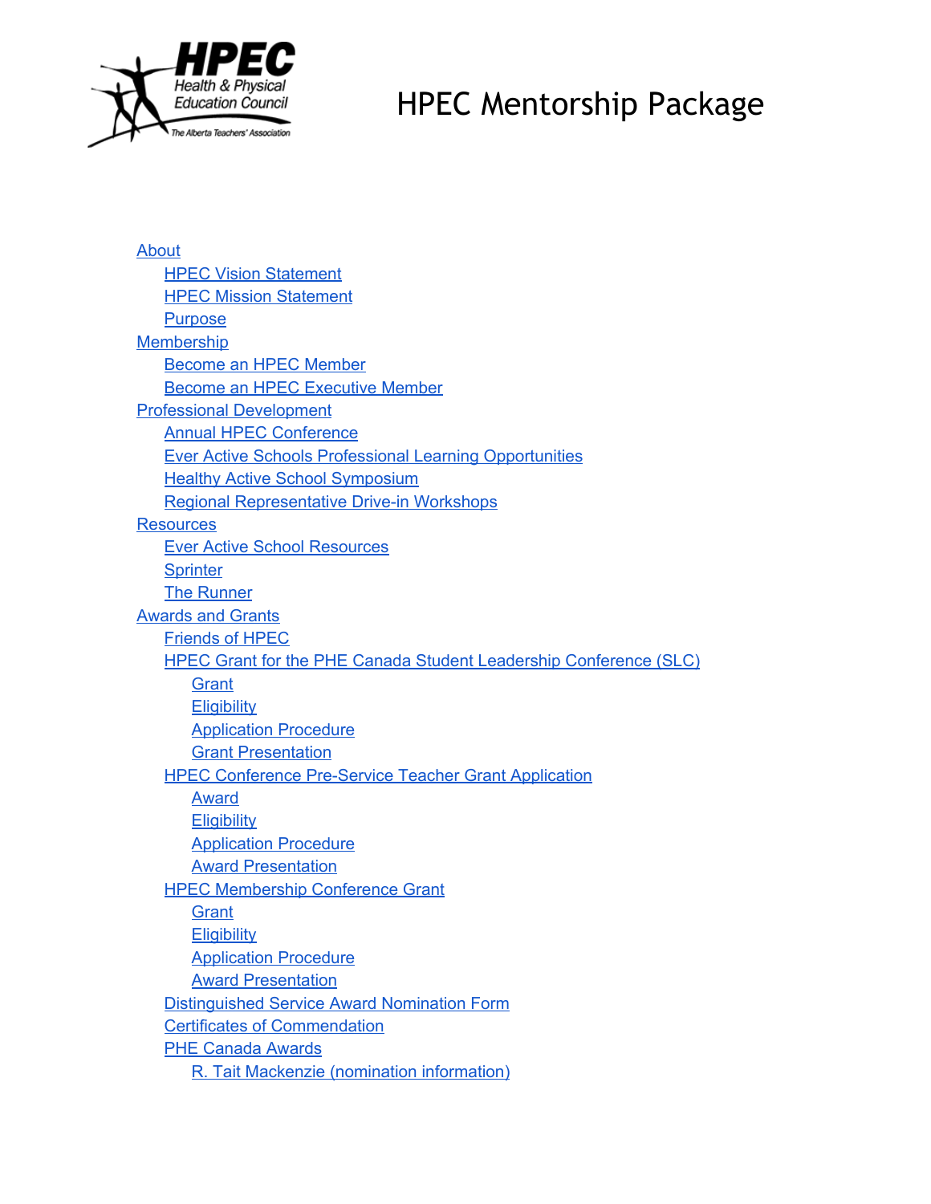# HPEC Mentorship Package

- About
  - HPEC Vision Statement
  - HPEC Mission Statement
  - Purpose
- Membership
  - Become an HPEC Member
  - Become an HPEC Executive Member
- Professional Development
  - Annual HPEC Conference
  - Ever Active Schools Professional Learning Opportunities
  - Healthy Active School Symposium
  - Regional Representative Drive-in Workshops
- Resources
  - Ever Active School Resources
  - Sprinter
  - The Runner
- Awards and Grants
  - Friends of HPEC
  - HPEC Grant for the PHE Canada Student Leadership Conference (SLC)
    - Grant
    - Eligibility
    - Application Procedure
    - Grant Presentation
  - HPEC Conference Pre-Service Teacher Grant Application
    - Award
    - Eligibility
    - Application Procedure
    - Award Presentation
  - HPEC Membership Conference Grant
    - Grant
    - Eligibility
    - Application Procedure
    - Award Presentation
  - Distinguished Service Award Nomination Form
  - Certificates of Commendation
  - PHE Canada Awards
    - R. Tait Mackenzie (nomination information)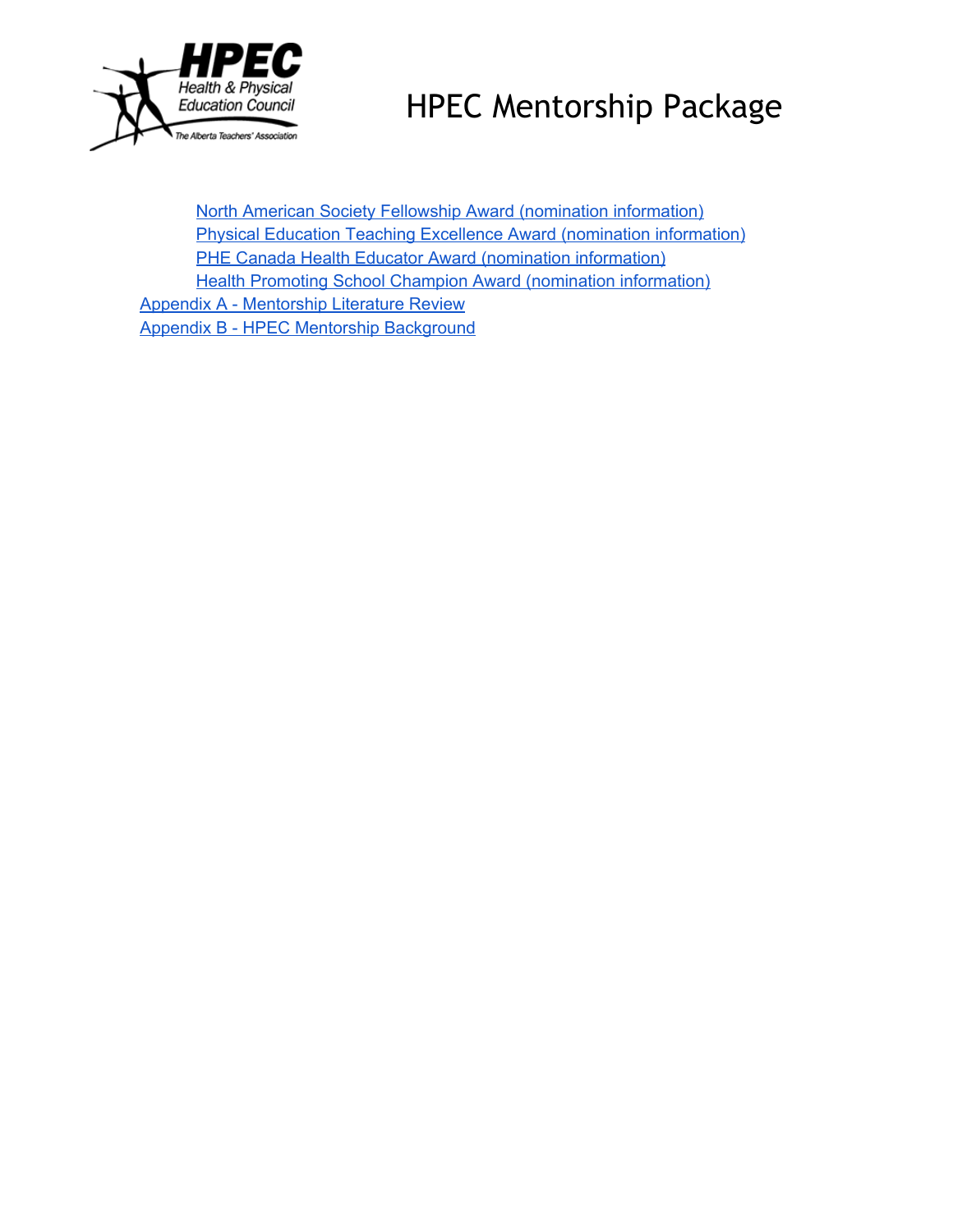# HPEC Mentorship Package

- North American Society Fellowship Award (nomination information)
- Physical Education Teaching Excellence Award (nomination information)
- PHE Canada Health Educator Award (nomination information)
- Health Promoting School Champion Award (nomination information)

Appendix A - Mentorship Literature Review

Appendix B - HPEC Mentorship Background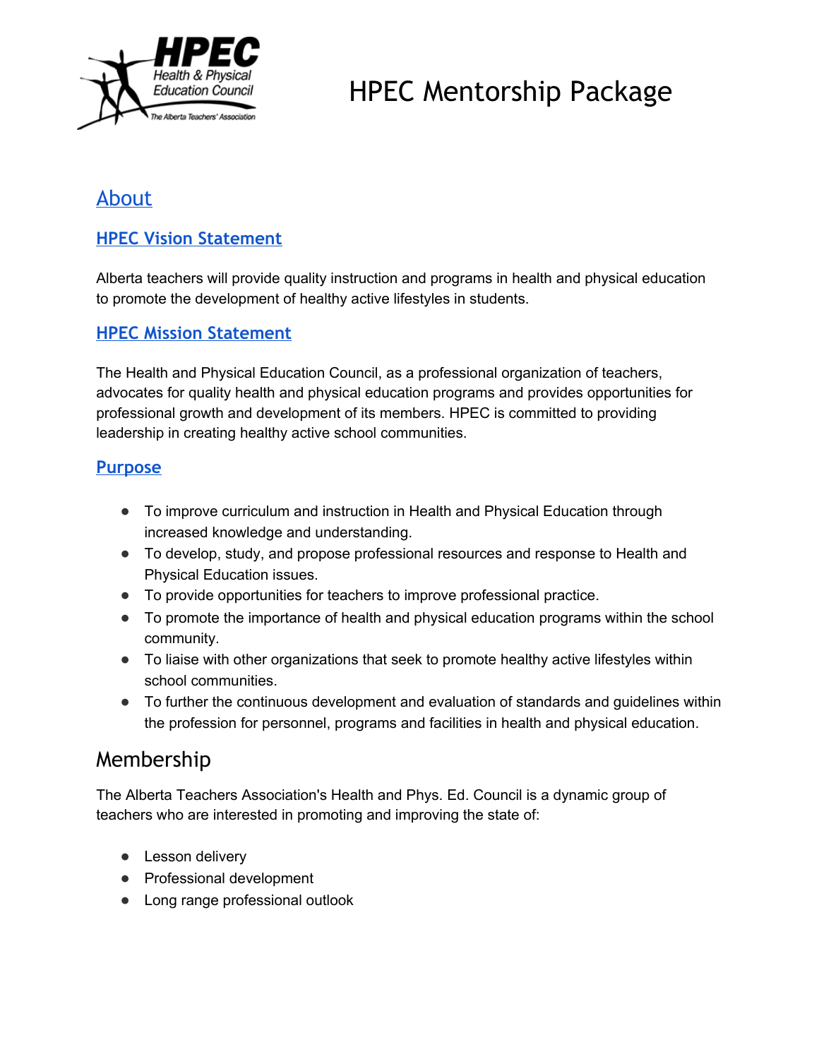# HPEC Mentorship Package

## About

### HPEC Vision Statement

Alberta teachers will provide quality instruction and programs in health and physical education to promote the development of healthy active lifestyles in students.

### HPEC Mission Statement

The Health and Physical Education Council, as a professional organization of teachers, advocates for quality health and physical education programs and provides opportunities for professional growth and development of its members. HPEC is committed to providing leadership in creating healthy active school communities.

### Purpose

- To improve curriculum and instruction in Health and Physical Education through increased knowledge and understanding.
- To develop, study, and propose professional resources and response to Health and Physical Education issues.
- To provide opportunities for teachers to improve professional practice.
- To promote the importance of health and physical education programs within the school community.
- To liaise with other organizations that seek to promote healthy active lifestyles within school communities.
- To further the continuous development and evaluation of standards and guidelines within the profession for personnel, programs and facilities in health and physical education.

## Membership

The Alberta Teachers Association's Health and Phys. Ed. Council is a dynamic group of teachers who are interested in promoting and improving the state of:

- Lesson delivery
- Professional development
- Long range professional outlook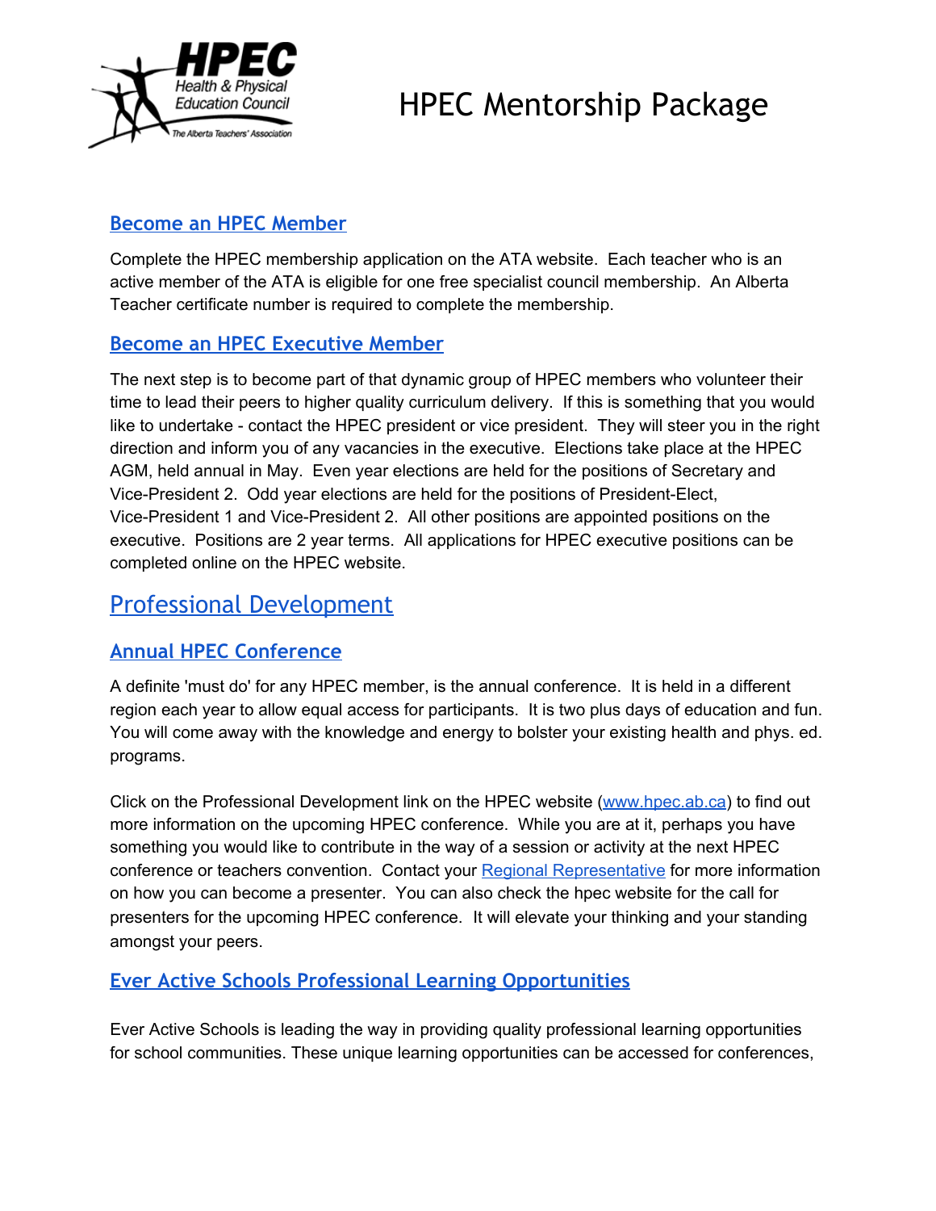# HPEC Mentorship Package

## Become an HPEC Member

Complete the HPEC membership application on the ATA website. Each teacher who is an active member of the ATA is eligible for one free specialist council membership. An Alberta Teacher certificate number is required to complete the membership.

## Become an HPEC Executive Member

The next step is to become part of that dynamic group of HPEC members who volunteer their time to lead their peers to higher quality curriculum delivery. If this is something that you would like to undertake - contact the HPEC president or vice president. They will steer you in the right direction and inform you of any vacancies in the executive. Elections take place at the HPEC AGM, held annual in May. Even year elections are held for the positions of Secretary and Vice-President 2. Odd year elections are held for the positions of President-Elect, Vice-President 1 and Vice-President 2. All other positions are appointed positions on the executive. Positions are 2 year terms. All applications for HPEC executive positions can be completed online on the HPEC website.

# Professional Development

## Annual HPEC Conference

A definite 'must do' for any HPEC member, is the annual conference. It is held in a different region each year to allow equal access for participants. It is two plus days of education and fun. You will come away with the knowledge and energy to bolster your existing health and phys. ed. programs.

Click on the Professional Development link on the HPEC website (www.hpec.ab.ca) to find out more information on the upcoming HPEC conference. While you are at it, perhaps you have something you would like to contribute in the way of a session or activity at the next HPEC conference or teachers convention. Contact your Regional Representative for more information on how you can become a presenter. You can also check the hpec website for the call for presenters for the upcoming HPEC conference. It will elevate your thinking and your standing amongst your peers.

## Ever Active Schools Professional Learning Opportunities

Ever Active Schools is leading the way in providing quality professional learning opportunities for school communities. These unique learning opportunities can be accessed for conferences,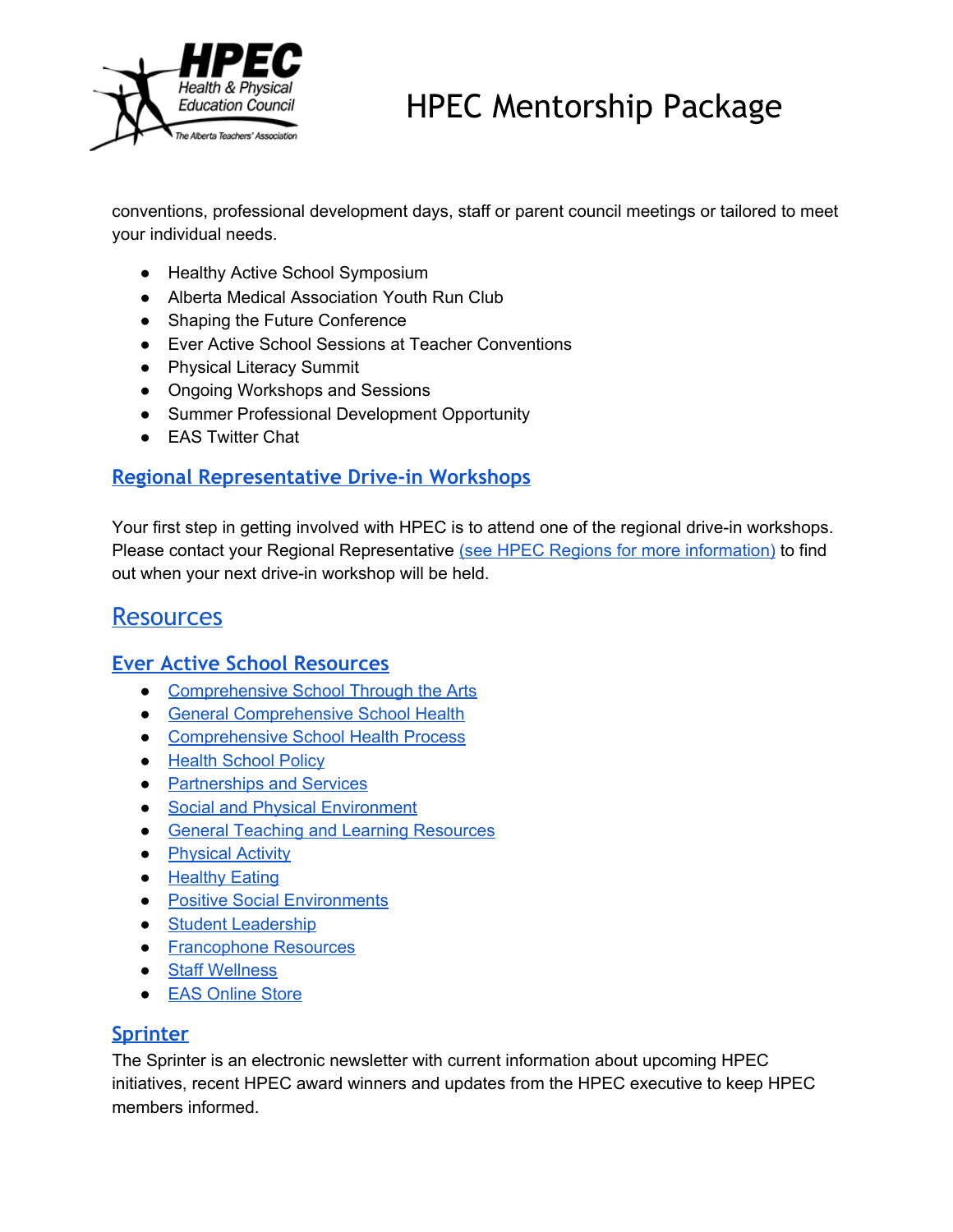conventions, professional development days, staff or parent council meetings or tailored to meet your individual needs.

- Healthy Active School Symposium
- Alberta Medical Association Youth Run Club
- Shaping the Future Conference
- Ever Active School Sessions at Teacher Conventions
- Physical Literacy Summit
- Ongoing Workshops and Sessions
- Summer Professional Development Opportunity
- EAS Twitter Chat

### Regional Representative Drive-in Workshops

Your first step in getting involved with HPEC is to attend one of the regional drive-in workshops. Please contact your Regional Representative (see HPEC Regions for more information) to find out when your next drive-in workshop will be held.

## Resources

### Ever Active School Resources

- Comprehensive School Through the Arts
- General Comprehensive School Health
- Comprehensive School Health Process
- Health School Policy
- Partnerships and Services
- Social and Physical Environment
- General Teaching and Learning Resources
- Physical Activity
- Healthy Eating
- Positive Social Environments
- Student Leadership
- Francophone Resources
- Staff Wellness
- EAS Online Store

### Sprinter

The Sprinter is an electronic newsletter with current information about upcoming HPEC initiatives, recent HPEC award winners and updates from the HPEC executive to keep HPEC members informed.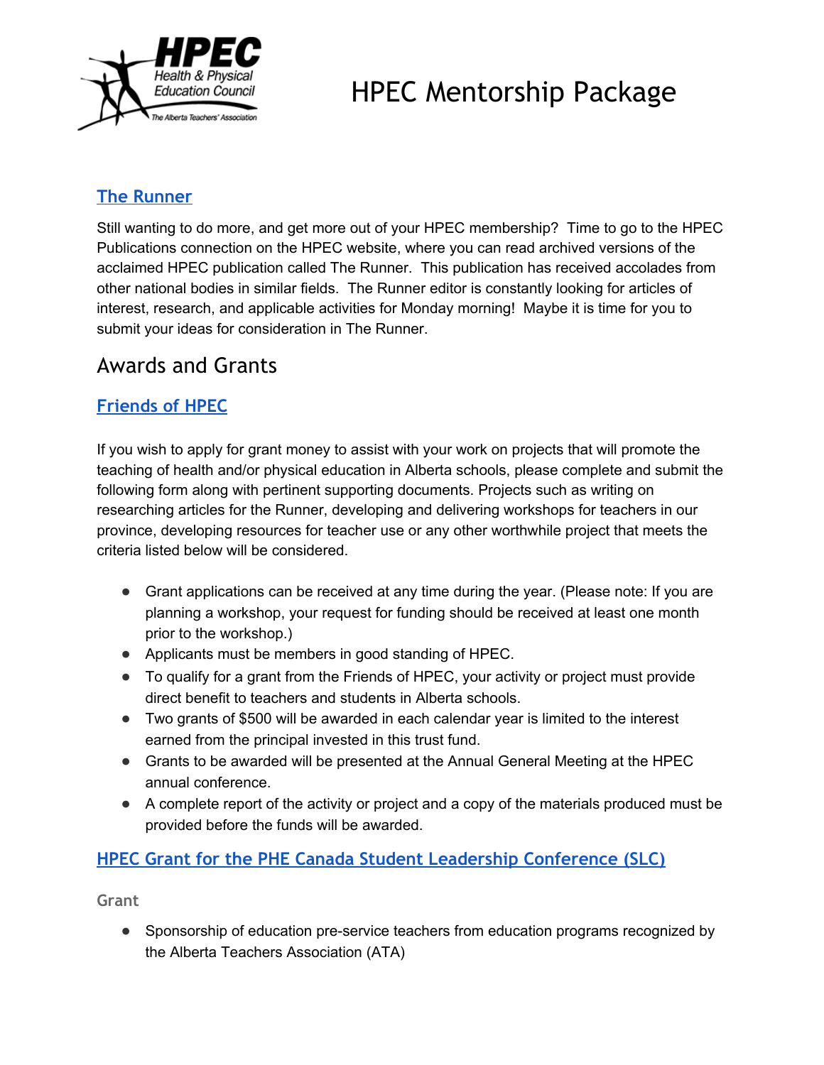# HPEC Mentorship Package

### The Runner

Still wanting to do more, and get more out of your HPEC membership? Time to go to the HPEC Publications connection on the HPEC website, where you can read archived versions of the acclaimed HPEC publication called The Runner. This publication has received accolades from other national bodies in similar fields. The Runner editor is constantly looking for articles of interest, research, and applicable activities for Monday morning! Maybe it is time for you to submit your ideas for consideration in The Runner.

## Awards and Grants

### Friends of HPEC

If you wish to apply for grant money to assist with your work on projects that will promote the teaching of health and/or physical education in Alberta schools, please complete and submit the following form along with pertinent supporting documents. Projects such as writing on researching articles for the Runner, developing and delivering workshops for teachers in our province, developing resources for teacher use or any other worthwhile project that meets the criteria listed below will be considered.

- Grant applications can be received at any time during the year. (Please note: If you are planning a workshop, your request for funding should be received at least one month prior to the workshop.)
- Applicants must be members in good standing of HPEC.
- To qualify for a grant from the Friends of HPEC, your activity or project must provide direct benefit to teachers and students in Alberta schools.
- Two grants of $500 will be awarded in each calendar year is limited to the interest earned from the principal invested in this trust fund.
- Grants to be awarded will be presented at the Annual General Meeting at the HPEC annual conference.
- A complete report of the activity or project and a copy of the materials produced must be provided before the funds will be awarded.

### HPEC Grant for the PHE Canada Student Leadership Conference (SLC)

#### Grant

- Sponsorship of education pre-service teachers from education programs recognized by the Alberta Teachers Association (ATA)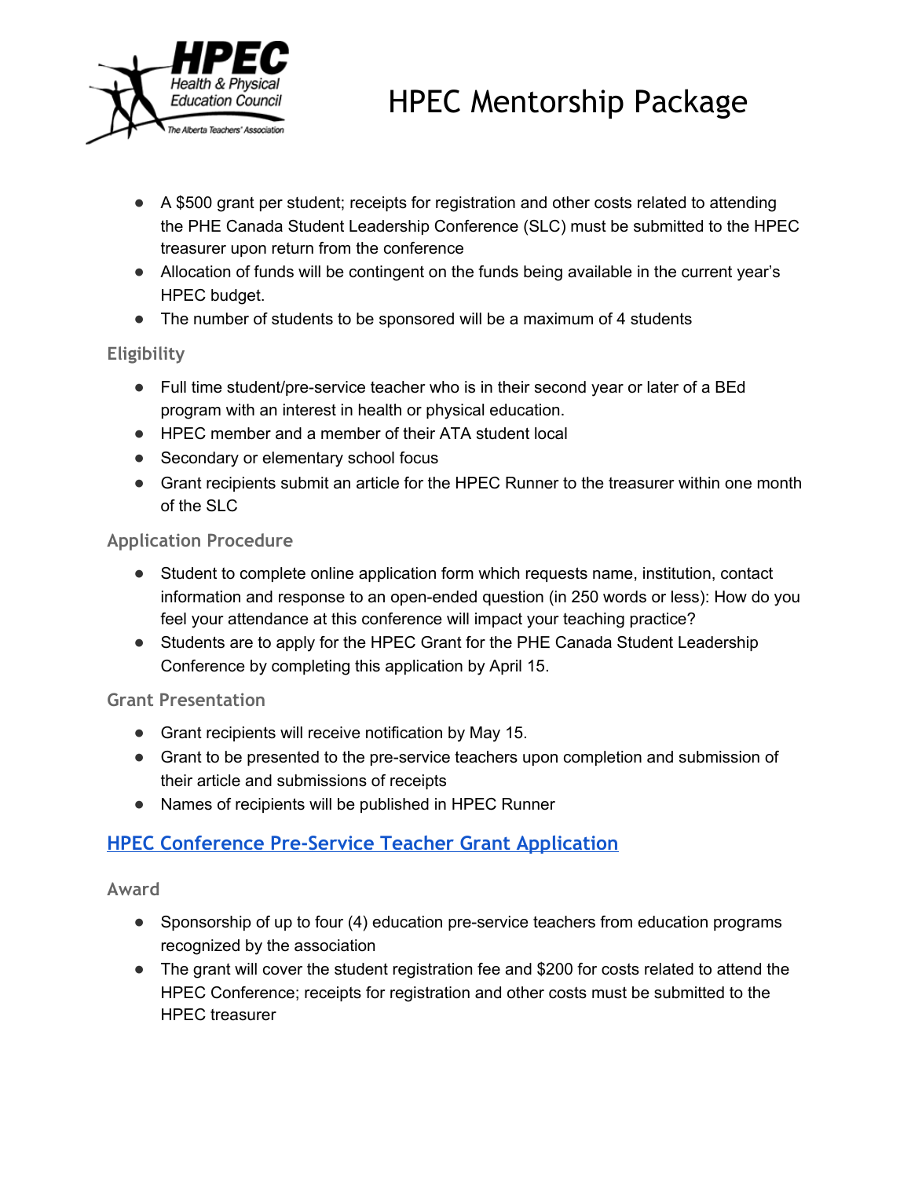# HPEC Mentorship Package

- A $500 grant per student; receipts for registration and other costs related to attending the PHE Canada Student Leadership Conference (SLC) must be submitted to the HPEC treasurer upon return from the conference
- Allocation of funds will be contingent on the funds being available in the current year's HPEC budget.
- The number of students to be sponsored will be a maximum of 4 students

### Eligibility

- Full time student/pre-service teacher who is in their second year or later of a BEd program with an interest in health or physical education.
- HPEC member and a member of their ATA student local
- Secondary or elementary school focus
- Grant recipients submit an article for the HPEC Runner to the treasurer within one month of the SLC

### Application Procedure

- Student to complete online application form which requests name, institution, contact information and response to an open-ended question (in 250 words or less): How do you feel your attendance at this conference will impact your teaching practice?
- Students are to apply for the HPEC Grant for the PHE Canada Student Leadership Conference by completing this application by April 15.

### Grant Presentation

- Grant recipients will receive notification by May 15.
- Grant to be presented to the pre-service teachers upon completion and submission of their article and submissions of receipts
- Names of recipients will be published in HPEC Runner

## HPEC Conference Pre-Service Teacher Grant Application

### Award

- Sponsorship of up to four (4) education pre-service teachers from education programs recognized by the association
- The grant will cover the student registration fee and $200 for costs related to attend the HPEC Conference; receipts for registration and other costs must be submitted to the HPEC treasurer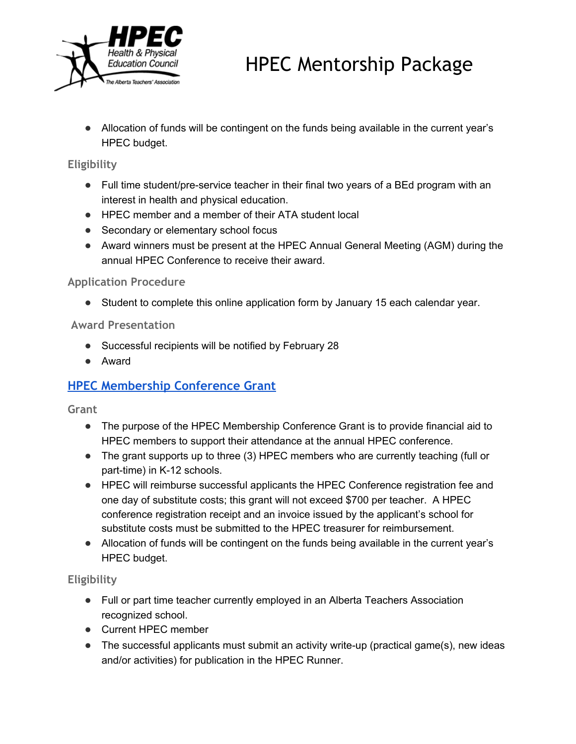- Allocation of funds will be contingent on the funds being available in the current year's HPEC budget.

### Eligibility

- Full time student/pre-service teacher in their final two years of a BEd program with an interest in health and physical education.
- HPEC member and a member of their ATA student local
- Secondary or elementary school focus
- Award winners must be present at the HPEC Annual General Meeting (AGM) during the annual HPEC Conference to receive their award.

### Application Procedure

- Student to complete this online application form by January 15 each calendar year.

### Award Presentation

- Successful recipients will be notified by February 28
- Award

## HPEC Membership Conference Grant

### Grant

- The purpose of the HPEC Membership Conference Grant is to provide financial aid to HPEC members to support their attendance at the annual HPEC conference.
- The grant supports up to three (3) HPEC members who are currently teaching (full or part-time) in K-12 schools.
- HPEC will reimburse successful applicants the HPEC Conference registration fee and one day of substitute costs; this grant will not exceed $700 per teacher. A HPEC conference registration receipt and an invoice issued by the applicant's school for substitute costs must be submitted to the HPEC treasurer for reimbursement.
- Allocation of funds will be contingent on the funds being available in the current year's HPEC budget.

### Eligibility

- Full or part time teacher currently employed in an Alberta Teachers Association recognized school.
- Current HPEC member
- The successful applicants must submit an activity write-up (practical game(s), new ideas and/or activities) for publication in the HPEC Runner.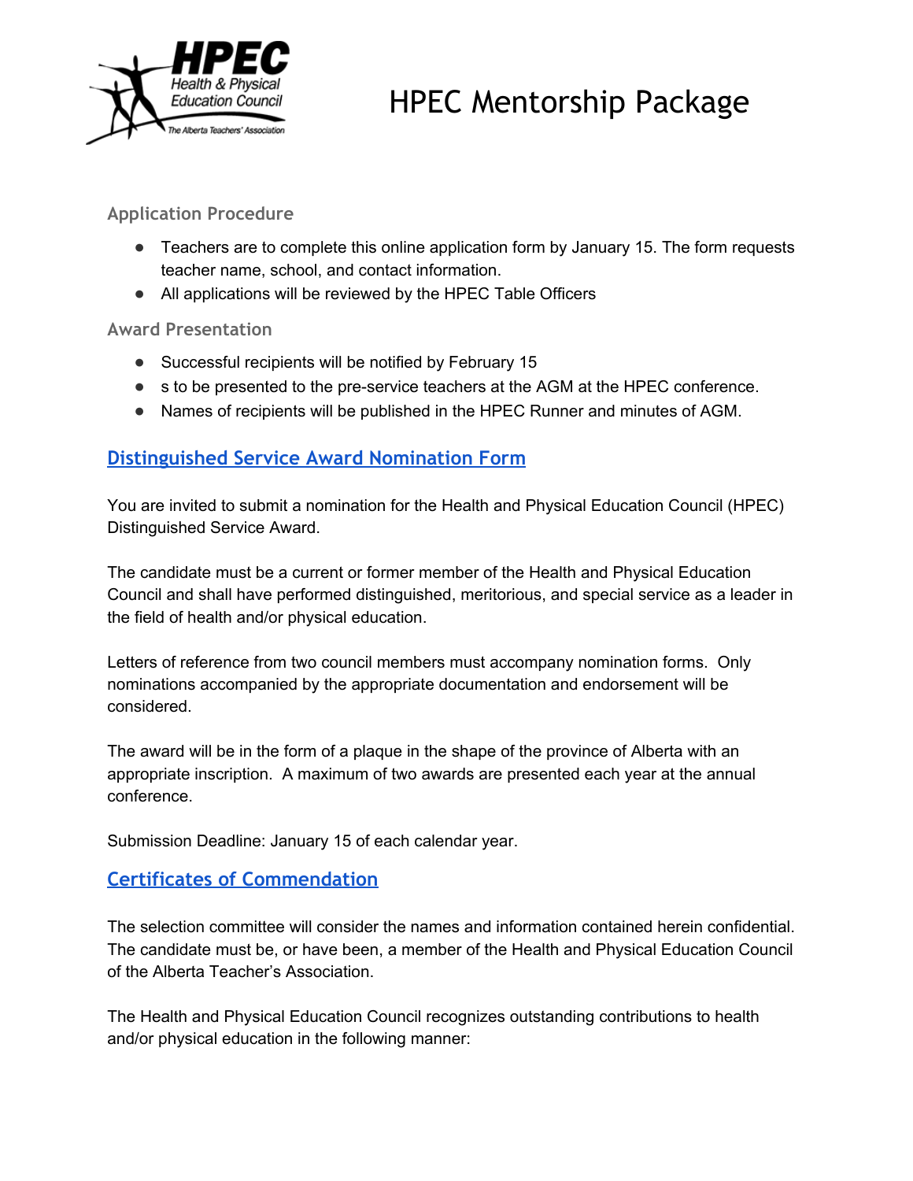# HPEC Mentorship Package

### Application Procedure

- Teachers are to complete this online application form by January 15. The form requests teacher name, school, and contact information.
- All applications will be reviewed by the HPEC Table Officers

### Award Presentation

- Successful recipients will be notified by February 15
- s to be presented to the pre-service teachers at the AGM at the HPEC conference.
- Names of recipients will be published in the HPEC Runner and minutes of AGM.

## Distinguished Service Award Nomination Form

You are invited to submit a nomination for the Health and Physical Education Council (HPEC) Distinguished Service Award.

The candidate must be a current or former member of the Health and Physical Education Council and shall have performed distinguished, meritorious, and special service as a leader in the field of health and/or physical education.

Letters of reference from two council members must accompany nomination forms. Only nominations accompanied by the appropriate documentation and endorsement will be considered.

The award will be in the form of a plaque in the shape of the province of Alberta with an appropriate inscription. A maximum of two awards are presented each year at the annual conference.

Submission Deadline: January 15 of each calendar year.

## Certificates of Commendation

The selection committee will consider the names and information contained herein confidential. The candidate must be, or have been, a member of the Health and Physical Education Council of the Alberta Teacher's Association.

The Health and Physical Education Council recognizes outstanding contributions to health and/or physical education in the following manner: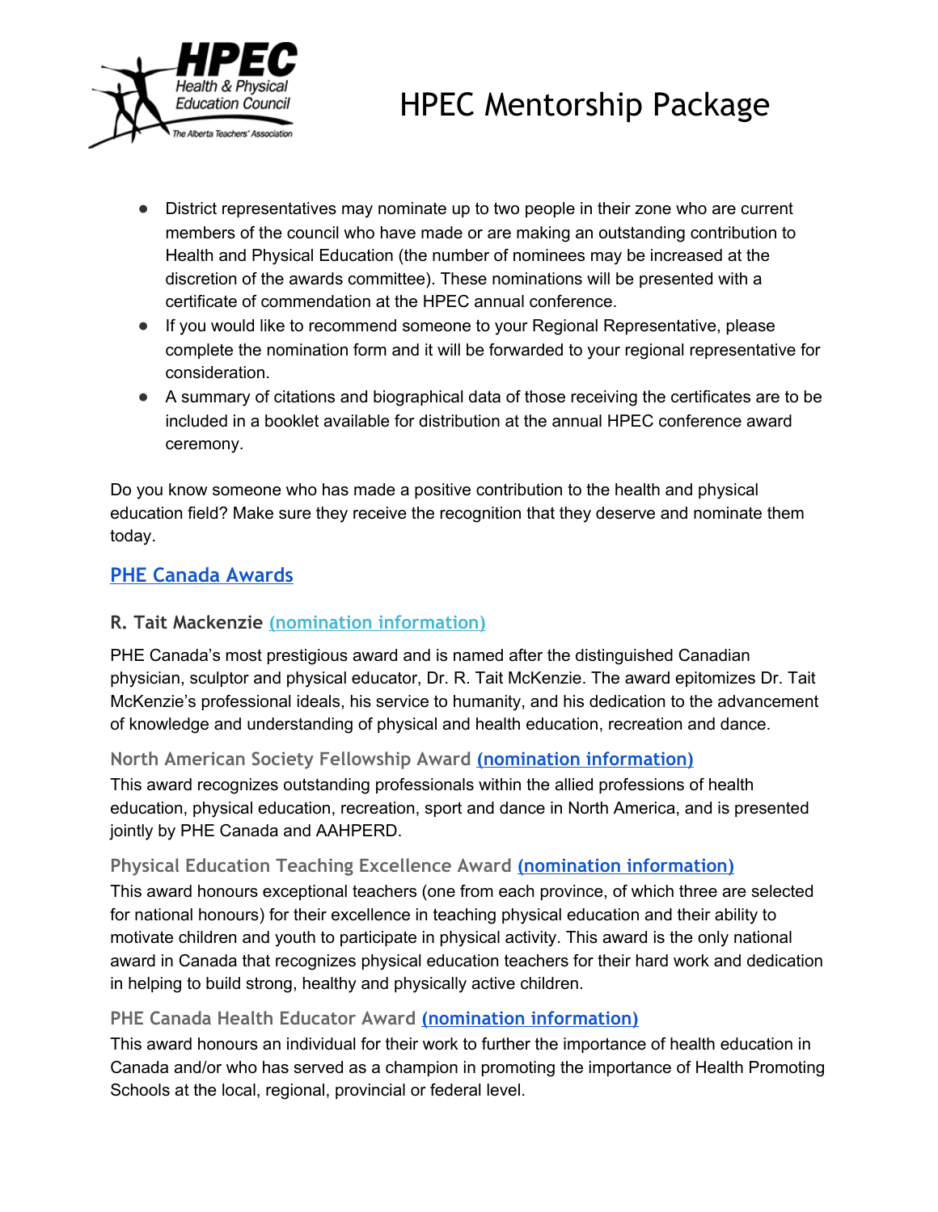- District representatives may nominate up to two people in their zone who are current members of the council who have made or are making an outstanding contribution to Health and Physical Education (the number of nominees may be increased at the discretion of the awards committee). These nominations will be presented with a certificate of commendation at the HPEC annual conference.
- If you would like to recommend someone to your Regional Representative, please complete the nomination form and it will be forwarded to your regional representative for consideration.
- A summary of citations and biographical data of those receiving the certificates are to be included in a booklet available for distribution at the annual HPEC conference award ceremony.

Do you know someone who has made a positive contribution to the health and physical education field? Make sure they receive the recognition that they deserve and nominate them today.

## PHE Canada Awards

### R. Tait Mackenzie (nomination information)

PHE Canada's most prestigious award and is named after the distinguished Canadian physician, sculptor and physical educator, Dr. R. Tait McKenzie. The award epitomizes Dr. Tait McKenzie's professional ideals, his service to humanity, and his dedication to the advancement of knowledge and understanding of physical and health education, recreation and dance.

### North American Society Fellowship Award (nomination information)

This award recognizes outstanding professionals within the allied professions of health education, physical education, recreation, sport and dance in North America, and is presented jointly by PHE Canada and AAHPERD.

### Physical Education Teaching Excellence Award (nomination information)

This award honours exceptional teachers (one from each province, of which three are selected for national honours) for their excellence in teaching physical education and their ability to motivate children and youth to participate in physical activity. This award is the only national award in Canada that recognizes physical education teachers for their hard work and dedication in helping to build strong, healthy and physically active children.

### PHE Canada Health Educator Award (nomination information)

This award honours an individual for their work to further the importance of health education in Canada and/or who has served as a champion in promoting the importance of Health Promoting Schools at the local, regional, provincial or federal level.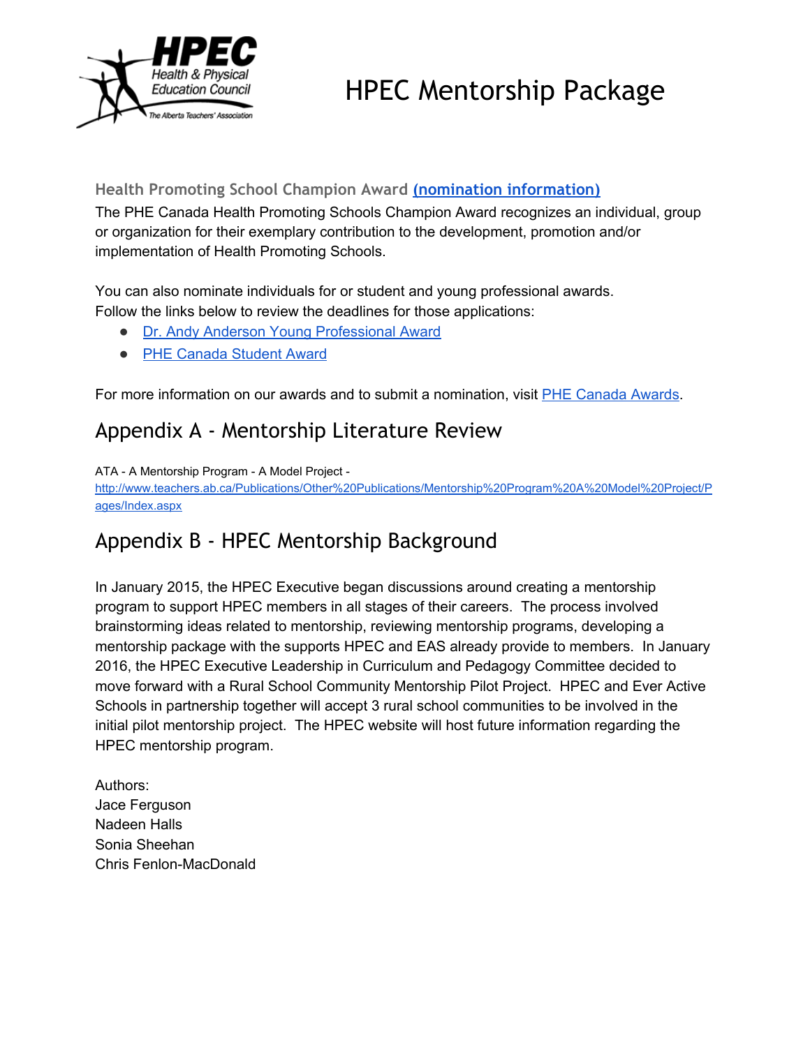# HPEC Mentorship Package

### Health Promoting School Champion Award [(nomination information)](#)

The PHE Canada Health Promoting Schools Champion Award recognizes an individual, group or organization for their exemplary contribution to the development, promotion and/or implementation of Health Promoting Schools.

You can also nominate individuals for or student and young professional awards. Follow the links below to review the deadlines for those applications:

- [Dr. Andy Anderson Young Professional Award](#)
- [PHE Canada Student Award](#)

For more information on our awards and to submit a nomination, visit [PHE Canada Awards](#).

## Appendix A - Mentorship Literature Review

ATA - A Mentorship Program - A Model Project - http://www.teachers.ab.ca/Publications/Other%20Publications/Mentorship%20Program%20A%20Model%20Project/Pages/Index.aspx

## Appendix B - HPEC Mentorship Background

In January 2015, the HPEC Executive began discussions around creating a mentorship program to support HPEC members in all stages of their careers. The process involved brainstorming ideas related to mentorship, reviewing mentorship programs, developing a mentorship package with the supports HPEC and EAS already provide to members. In January 2016, the HPEC Executive Leadership in Curriculum and Pedagogy Committee decided to move forward with a Rural School Community Mentorship Pilot Project. HPEC and Ever Active Schools in partnership together will accept 3 rural school communities to be involved in the initial pilot mentorship project. The HPEC website will host future information regarding the HPEC mentorship program.

Authors:
Jace Ferguson
Nadeen Halls
Sonia Sheehan
Chris Fenlon-MacDonald